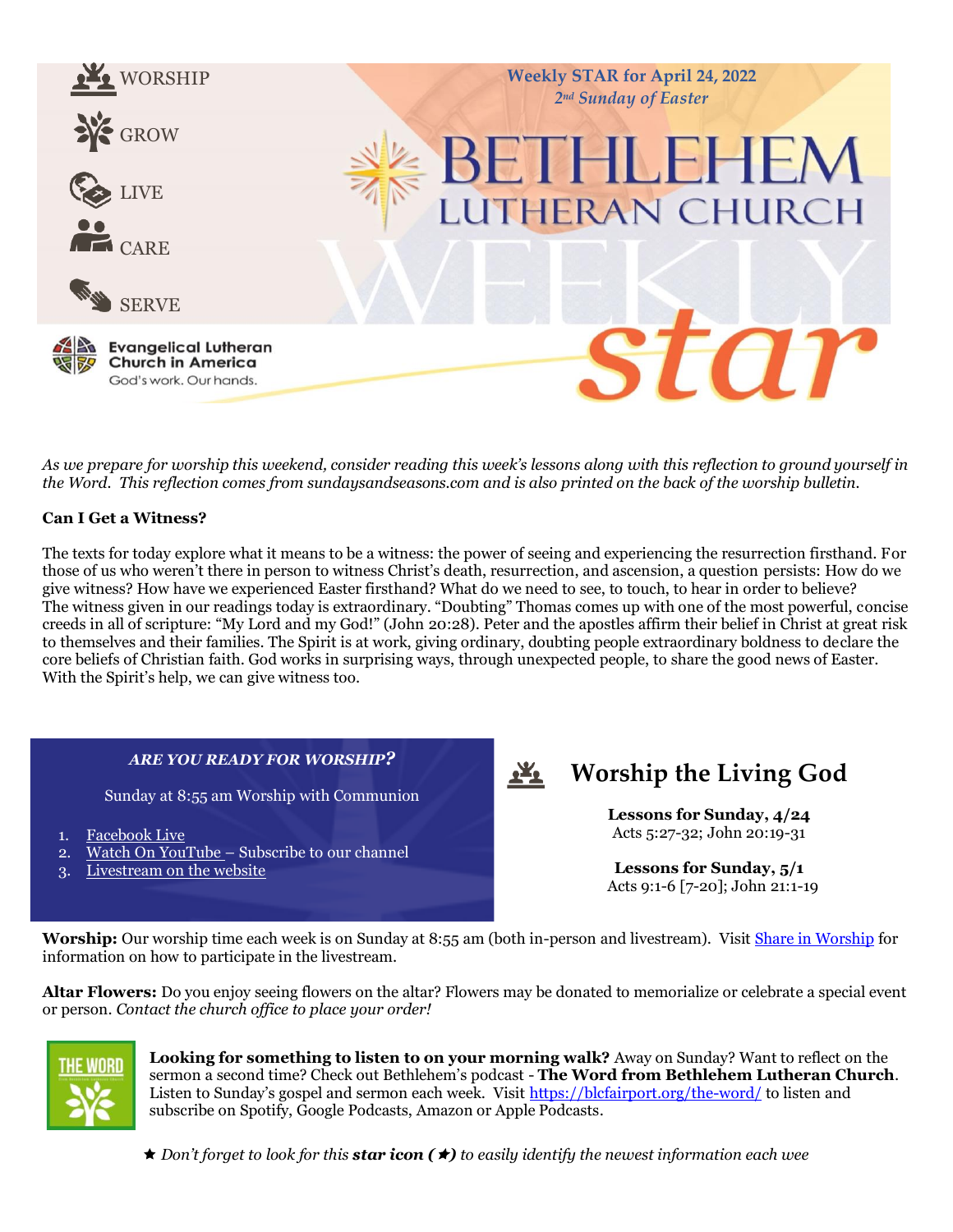WORSHIP

GROW

LIVE

CARE

SERVE

Evangelical Lutheran Church in America

God's work. Our hands.

**Weekly STAR for April 24, 2022**

*2nd Sunday of Easter*

# BETHLEHEM LUTHERAN CHURCH WEEKLY star

*As we prepare for worship this weekend, consider reading this week's lessons along with this reflection to ground yourself in the Word. This reflection comes from sundaysandseasons.com and is also printed on the back of the worship bulletin.*

**Can I Get a Witness?**

The texts for today explore what it means to be a witness: the power of seeing and experiencing the resurrection firsthand. For those of us who weren't there in person to witness Christ's death, resurrection, and ascension, a question persists: How do we give witness? How have we experienced Easter firsthand? What do we need to see, to touch, to hear in order to believe? The witness given in our readings today is extraordinary. "Doubting" Thomas comes up with one of the most powerful, concise creeds in all of scripture: "My Lord and my God!" (John 20:28). Peter and the apostles affirm their belief in Christ at great risk to themselves and their families. The Spirit is at work, giving ordinary, doubting people extraordinary boldness to declare the core beliefs of Christian faith. God works in surprising ways, through unexpected people, to share the good news of Easter. With the Spirit's help, we can give witness too.

***ARE YOU READY FOR WORSHIP?***

Sunday at 8:55 am Worship with Communion

1. Facebook Live
2. Watch On YouTube – Subscribe to our channel
3. Livestream on the website

## Worship the Living God

**Lessons for Sunday, 4/24**
Acts 5:27-32; John 20:19-31

**Lessons for Sunday, 5/1**
Acts 9:1-6 [7-20]; John 21:1-19

**Worship:** Our worship time each week is on Sunday at 8:55 am (both in-person and livestream). Visit Share in Worship for information on how to participate in the livestream.

**Altar Flowers:** Do you enjoy seeing flowers on the altar? Flowers may be donated to memorialize or celebrate a special event or person. *Contact the church office to place your order!*

THE WORD

**Looking for something to listen to on your morning walk?** Away on Sunday? Want to reflect on the sermon a second time? Check out Bethlehem's podcast - **The Word from Bethlehem Lutheran Church**. Listen to Sunday's gospel and sermon each week. Visit https://blcfairport.org/the-word/ to listen and subscribe on Spotify, Google Podcasts, Amazon or Apple Podcasts.

★ *Don't forget to look for this **star icon (★)** to easily identify the newest information each wee*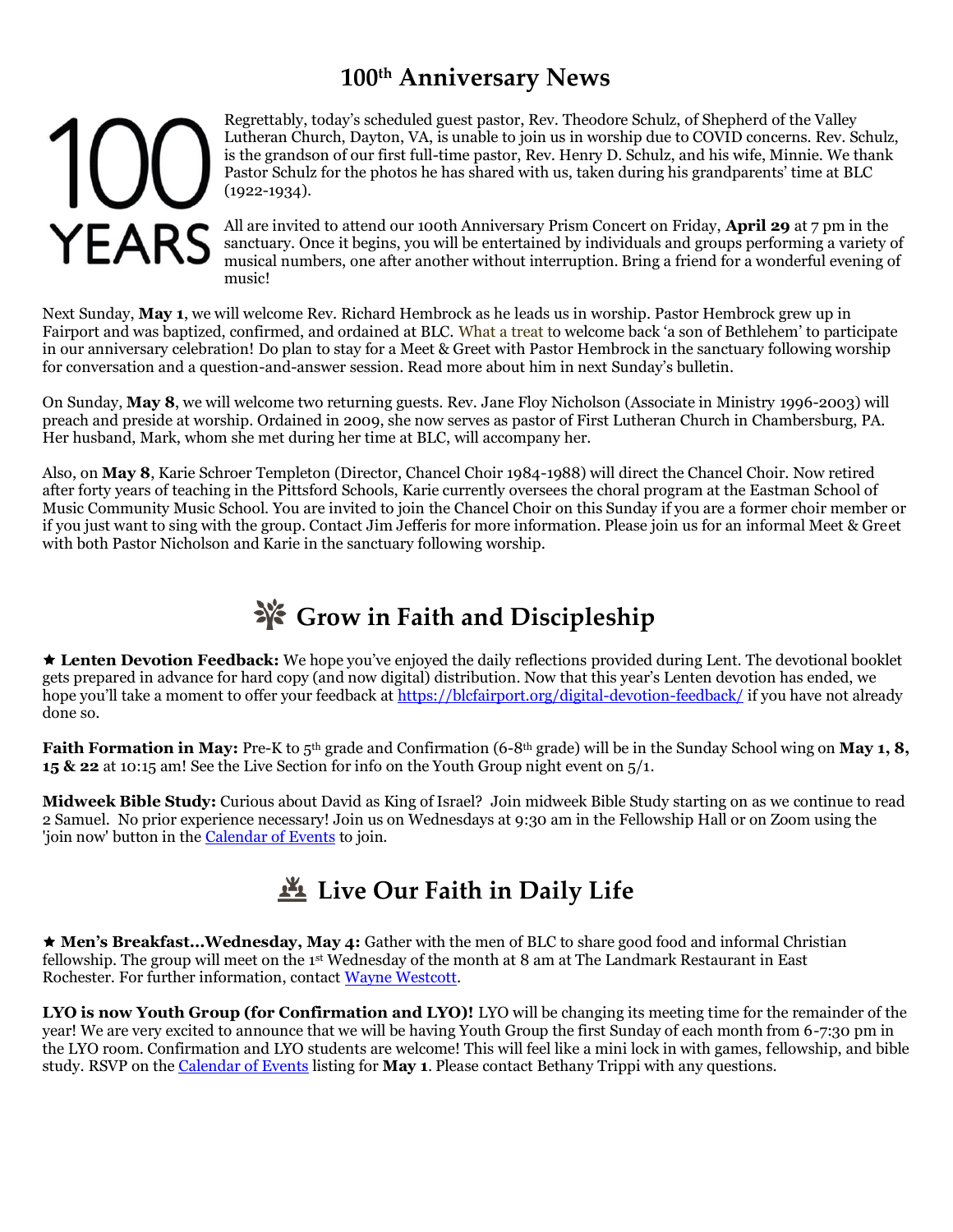## 100th Anniversary News

100 YEARS

Regrettably, today's scheduled guest pastor, Rev. Theodore Schulz, of Shepherd of the Valley Lutheran Church, Dayton, VA, is unable to join us in worship due to COVID concerns. Rev. Schulz, is the grandson of our first full-time pastor, Rev. Henry D. Schulz, and his wife, Minnie. We thank Pastor Schulz for the photos he has shared with us, taken during his grandparents' time at BLC (1922-1934).

All are invited to attend our 100th Anniversary Prism Concert on Friday, **April 29** at 7 pm in the sanctuary. Once it begins, you will be entertained by individuals and groups performing a variety of musical numbers, one after another without interruption. Bring a friend for a wonderful evening of music!

Next Sunday, **May 1**, we will welcome Rev. Richard Hembrock as he leads us in worship. Pastor Hembrock grew up in Fairport and was baptized, confirmed, and ordained at BLC. What a treat to welcome back 'a son of Bethlehem' to participate in our anniversary celebration! Do plan to stay for a Meet & Greet with Pastor Hembrock in the sanctuary following worship for conversation and a question-and-answer session. Read more about him in next Sunday's bulletin.

On Sunday, **May 8**, we will welcome two returning guests. Rev. Jane Floy Nicholson (Associate in Ministry 1996-2003) will preach and preside at worship. Ordained in 2009, she now serves as pastor of First Lutheran Church in Chambersburg, PA. Her husband, Mark, whom she met during her time at BLC, will accompany her.

Also, on **May 8**, Karie Schroer Templeton (Director, Chancel Choir 1984-1988) will direct the Chancel Choir. Now retired after forty years of teaching in the Pittsford Schools, Karie currently oversees the choral program at the Eastman School of Music Community Music School. You are invited to join the Chancel Choir on this Sunday if you are a former choir member or if you just want to sing with the group. Contact Jim Jefferis for more information. Please join us for an informal Meet & Greet with both Pastor Nicholson and Karie in the sanctuary following worship.

## Grow in Faith and Discipleship

★ **Lenten Devotion Feedback:** We hope you've enjoyed the daily reflections provided during Lent. The devotional booklet gets prepared in advance for hard copy (and now digital) distribution. Now that this year's Lenten devotion has ended, we hope you'll take a moment to offer your feedback at https://blcfairport.org/digital-devotion-feedback/ if you have not already done so.

**Faith Formation in May:** Pre-K to 5th grade and Confirmation (6-8th grade) will be in the Sunday School wing on **May 1, 8, 15 & 22** at 10:15 am! See the Live Section for info on the Youth Group night event on 5/1.

**Midweek Bible Study:** Curious about David as King of Israel? Join midweek Bible Study starting on as we continue to read 2 Samuel. No prior experience necessary! Join us on Wednesdays at 9:30 am in the Fellowship Hall or on Zoom using the 'join now' button in the Calendar of Events to join.

## Live Our Faith in Daily Life

★ **Men's Breakfast…Wednesday, May 4:** Gather with the men of BLC to share good food and informal Christian fellowship. The group will meet on the 1st Wednesday of the month at 8 am at The Landmark Restaurant in East Rochester. For further information, contact Wayne Westcott.

**LYO is now Youth Group (for Confirmation and LYO)!** LYO will be changing its meeting time for the remainder of the year! We are very excited to announce that we will be having Youth Group the first Sunday of each month from 6-7:30 pm in the LYO room. Confirmation and LYO students are welcome! This will feel like a mini lock in with games, fellowship, and bible study. RSVP on the Calendar of Events listing for **May 1**. Please contact Bethany Trippi with any questions.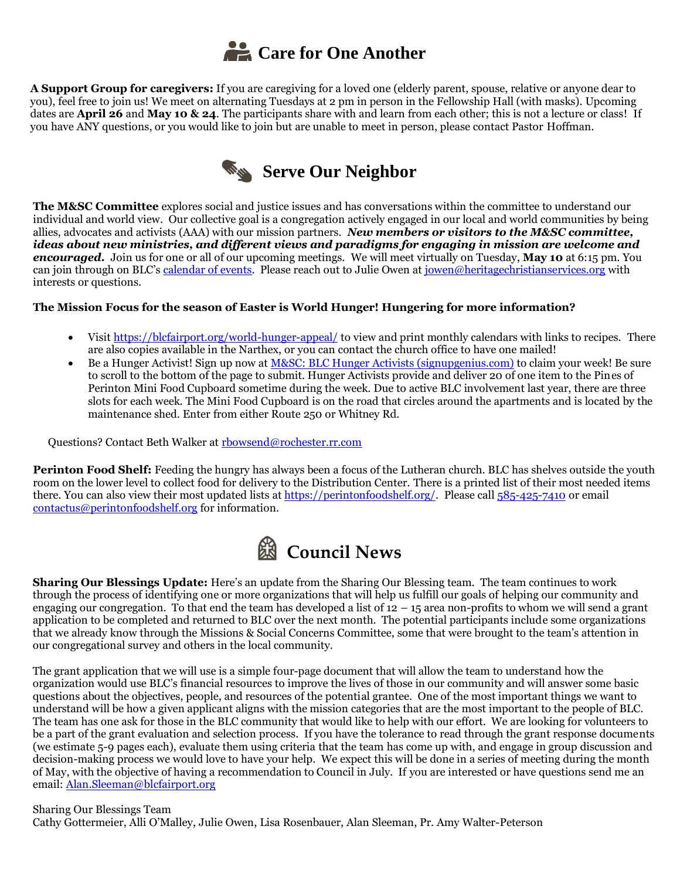# Care for One Another

**A Support Group for caregivers:** If you are caregiving for a loved one (elderly parent, spouse, relative or anyone dear to you), feel free to join us! We meet on alternating Tuesdays at 2 pm in person in the Fellowship Hall (with masks). Upcoming dates are **April 26** and **May 10 & 24**. The participants share with and learn from each other; this is not a lecture or class! If you have ANY questions, or you would like to join but are unable to meet in person, please contact Pastor Hoffman.

# Serve Our Neighbor

**The M&SC Committee** explores social and justice issues and has conversations within the committee to understand our individual and world view. Our collective goal is a congregation actively engaged in our local and world communities by being allies, advocates and activists (AAA) with our mission partners. ***New members or visitors to the M&SC committee, ideas about new ministries, and different views and paradigms for engaging in mission are welcome and encouraged.*** Join us for one or all of our upcoming meetings. We will meet virtually on Tuesday, **May 10** at 6:15 pm. You can join through on BLC's calendar of events. Please reach out to Julie Owen at jowen@heritagechristianservices.org with interests or questions.

**The Mission Focus for the season of Easter is World Hunger! Hungering for more information?**

- Visit https://blcfairport.org/world-hunger-appeal/ to view and print monthly calendars with links to recipes. There are also copies available in the Narthex, or you can contact the church office to have one mailed!
- Be a Hunger Activist! Sign up now at M&SC: BLC Hunger Activists (signupgenius.com) to claim your week! Be sure to scroll to the bottom of the page to submit. Hunger Activists provide and deliver 20 of one item to the Pines of Perinton Mini Food Cupboard sometime during the week. Due to active BLC involvement last year, there are three slots for each week. The Mini Food Cupboard is on the road that circles around the apartments and is located by the maintenance shed. Enter from either Route 250 or Whitney Rd.

Questions? Contact Beth Walker at rbowsend@rochester.rr.com

**Perinton Food Shelf:** Feeding the hungry has always been a focus of the Lutheran church. BLC has shelves outside the youth room on the lower level to collect food for delivery to the Distribution Center. There is a printed list of their most needed items there. You can also view their most updated lists at https://perintonfoodshelf.org/. Please call 585-425-7410 or email contactus@perintonfoodshelf.org for information.

# Council News

**Sharing Our Blessings Update:** Here's an update from the Sharing Our Blessing team. The team continues to work through the process of identifying one or more organizations that will help us fulfill our goals of helping our community and engaging our congregation. To that end the team has developed a list of 12 – 15 area non-profits to whom we will send a grant application to be completed and returned to BLC over the next month. The potential participants include some organizations that we already know through the Missions & Social Concerns Committee, some that were brought to the team's attention in our congregational survey and others in the local community.

The grant application that we will use is a simple four-page document that will allow the team to understand how the organization would use BLC's financial resources to improve the lives of those in our community and will answer some basic questions about the objectives, people, and resources of the potential grantee. One of the most important things we want to understand will be how a given applicant aligns with the mission categories that are the most important to the people of BLC. The team has one ask for those in the BLC community that would like to help with our effort. We are looking for volunteers to be a part of the grant evaluation and selection process. If you have the tolerance to read through the grant response documents (we estimate 5-9 pages each), evaluate them using criteria that the team has come up with, and engage in group discussion and decision-making process we would love to have your help. We expect this will be done in a series of meeting during the month of May, with the objective of having a recommendation to Council in July. If you are interested or have questions send me an email: Alan.Sleeman@blcfairport.org

Sharing Our Blessings Team
Cathy Gottermeier, Alli O'Malley, Julie Owen, Lisa Rosenbauer, Alan Sleeman, Pr. Amy Walter-Peterson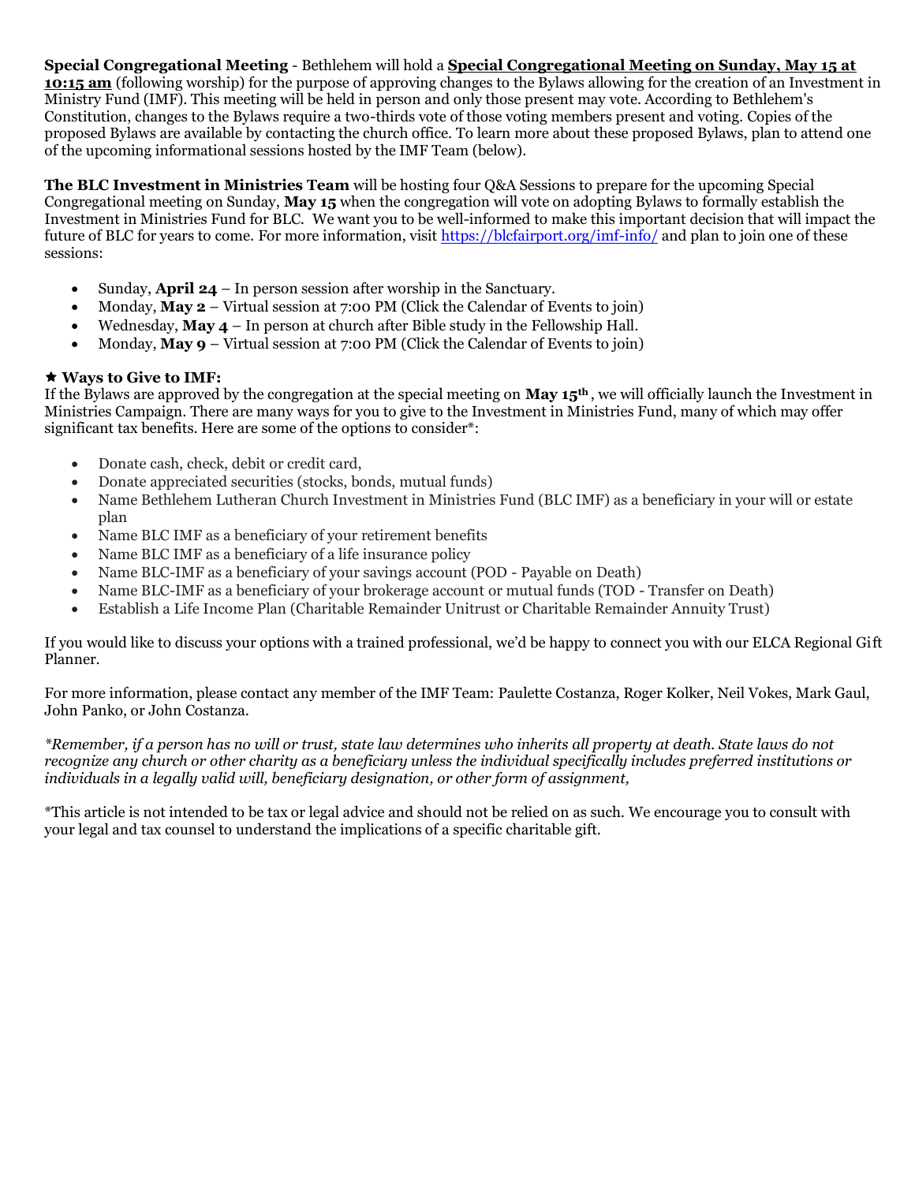**Special Congregational Meeting** - Bethlehem will hold a **Special Congregational Meeting on Sunday, May 15 at 10:15 am** (following worship) for the purpose of approving changes to the Bylaws allowing for the creation of an Investment in Ministry Fund (IMF). This meeting will be held in person and only those present may vote. According to Bethlehem's Constitution, changes to the Bylaws require a two-thirds vote of those voting members present and voting. Copies of the proposed Bylaws are available by contacting the church office. To learn more about these proposed Bylaws, plan to attend one of the upcoming informational sessions hosted by the IMF Team (below).

**The BLC Investment in Ministries Team** will be hosting four Q&A Sessions to prepare for the upcoming Special Congregational meeting on Sunday, **May 15** when the congregation will vote on adopting Bylaws to formally establish the Investment in Ministries Fund for BLC. We want you to be well-informed to make this important decision that will impact the future of BLC for years to come. For more information, visit https://blcfairport.org/imf-info/ and plan to join one of these sessions:

- Sunday, **April 24** – In person session after worship in the Sanctuary.
- Monday, **May 2** – Virtual session at 7:00 PM (Click the Calendar of Events to join)
- Wednesday, **May 4** – In person at church after Bible study in the Fellowship Hall.
- Monday, **May 9** – Virtual session at 7:00 PM (Click the Calendar of Events to join)

★ **Ways to Give to IMF:**
If the Bylaws are approved by the congregation at the special meeting on **May 15th**, we will officially launch the Investment in Ministries Campaign. There are many ways for you to give to the Investment in Ministries Fund, many of which may offer significant tax benefits. Here are some of the options to consider*:

- Donate cash, check, debit or credit card,
- Donate appreciated securities (stocks, bonds, mutual funds)
- Name Bethlehem Lutheran Church Investment in Ministries Fund (BLC IMF) as a beneficiary in your will or estate plan
- Name BLC IMF as a beneficiary of your retirement benefits
- Name BLC IMF as a beneficiary of a life insurance policy
- Name BLC-IMF as a beneficiary of your savings account (POD - Payable on Death)
- Name BLC-IMF as a beneficiary of your brokerage account or mutual funds (TOD - Transfer on Death)
- Establish a Life Income Plan (Charitable Remainder Unitrust or Charitable Remainder Annuity Trust)

If you would like to discuss your options with a trained professional, we'd be happy to connect you with our ELCA Regional Gift Planner.

For more information, please contact any member of the IMF Team: Paulette Costanza, Roger Kolker, Neil Vokes, Mark Gaul, John Panko, or John Costanza.

**Remember, if a person has no will or trust, state law determines who inherits all property at death. State laws do not recognize any church or other charity as a beneficiary unless the individual specifically includes preferred institutions or individuals in a legally valid will, beneficiary designation, or other form of assignment,*

*This article is not intended to be tax or legal advice and should not be relied on as such. We encourage you to consult with your legal and tax counsel to understand the implications of a specific charitable gift.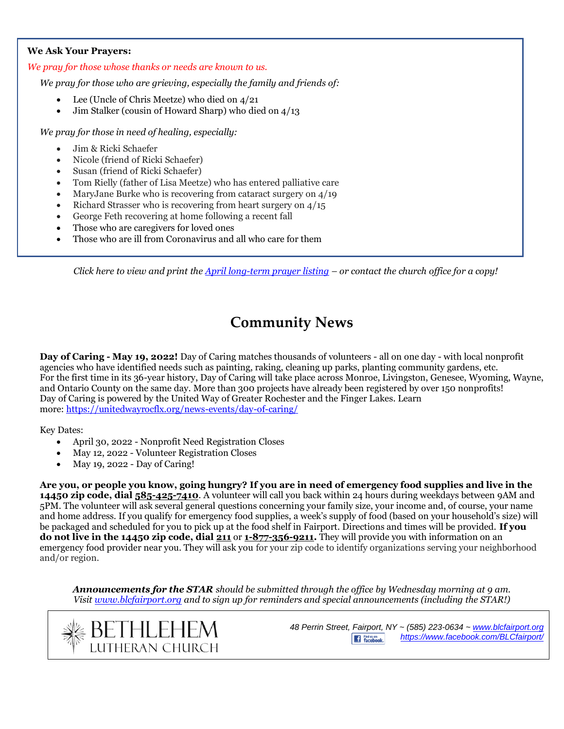**We Ask Your Prayers:**

*We pray for those whose thanks or needs are known to us.*

*We pray for those who are grieving, especially the family and friends of:*

- Lee (Uncle of Chris Meetze) who died on 4/21
- Jim Stalker (cousin of Howard Sharp) who died on 4/13

*We pray for those in need of healing, especially:*

- Jim & Ricki Schaefer
- Nicole (friend of Ricki Schaefer)
- Susan (friend of Ricki Schaefer)
- Tom Rielly (father of Lisa Meetze) who has entered palliative care
- MaryJane Burke who is recovering from cataract surgery on 4/19
- Richard Strasser who is recovering from heart surgery on 4/15
- George Feth recovering at home following a recent fall
- Those who are caregivers for loved ones
- Those who are ill from Coronavirus and all who care for them

*Click here to view and print the April long-term prayer listing – or contact the church office for a copy!*

# Community News

**Day of Caring - May 19, 2022!** Day of Caring matches thousands of volunteers - all on one day - with local nonprofit agencies who have identified needs such as painting, raking, cleaning up parks, planting community gardens, etc. For the first time in its 36-year history, Day of Caring will take place across Monroe, Livingston, Genesee, Wyoming, Wayne, and Ontario County on the same day. More than 300 projects have already been registered by over 150 nonprofits! Day of Caring is powered by the United Way of Greater Rochester and the Finger Lakes. Learn more: https://unitedwayrocflx.org/news-events/day-of-caring/

Key Dates:

- April 30, 2022 - Nonprofit Need Registration Closes
- May 12, 2022 - Volunteer Registration Closes
- May 19, 2022 - Day of Caring!

**Are you, or people you know, going hungry? If you are in need of emergency food supplies and live in the 14450 zip code, dial 585-425-7410**. A volunteer will call you back within 24 hours during weekdays between 9AM and 5PM. The volunteer will ask several general questions concerning your family size, your income and, of course, your name and home address. If you qualify for emergency food supplies, a week's supply of food (based on your household's size) will be packaged and scheduled for you to pick up at the food shelf in Fairport. Directions and times will be provided. **If you do not live in the 14450 zip code, dial 211** or **1-877-356-9211.** They will provide you with information on an emergency food provider near you. They will ask you for your zip code to identify organizations serving your neighborhood and/or region.

***Announcements for the STAR*** *should be submitted through the office by Wednesday morning at 9 am. Visit www.blcfairport.org and to sign up for reminders and special announcements (including the STAR!)*

BETHLEHEM LUTHERAN CHURCH

*48 Perrin Street, Fairport, NY ~ (585) 223-0634 ~ www.blcfairport.org*
*https://www.facebook.com/BLCfairport/*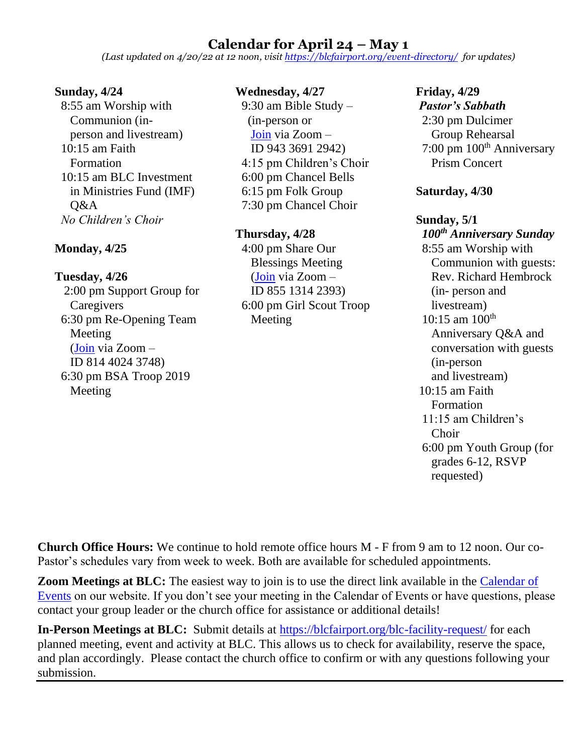# Calendar for April 24 – May 1

*(Last updated on 4/20/22 at 12 noon, visit https://blcfairport.org/event-directory/ for updates)*

**Sunday, 4/24**

8:55 am Worship with Communion (in-person and livestream)
10:15 am Faith Formation
10:15 am BLC Investment in Ministries Fund (IMF) Q&A
*No Children's Choir*

**Monday, 4/25**

**Tuesday, 4/26**

2:00 pm Support Group for Caregivers
6:30 pm Re-Opening Team Meeting (Join via Zoom – ID 814 4024 3748)
6:30 pm BSA Troop 2019 Meeting

**Wednesday, 4/27**

9:30 am Bible Study – (in-person or Join via Zoom – ID 943 3691 2942)
4:15 pm Children's Choir
6:00 pm Chancel Bells
6:15 pm Folk Group
7:30 pm Chancel Choir

**Thursday, 4/28**

4:00 pm Share Our Blessings Meeting (Join via Zoom – ID 855 1314 2393)
6:00 pm Girl Scout Troop Meeting

**Friday, 4/29**

***Pastor's Sabbath***
2:30 pm Dulcimer Group Rehearsal
7:00 pm 100th Anniversary Prism Concert

**Saturday, 4/30**

**Sunday, 5/1**

***100th Anniversary Sunday***
8:55 am Worship with Communion with guests: Rev. Richard Hembrock (in- person and livestream)
10:15 am 100th Anniversary Q&A and conversation with guests (in-person and livestream)
10:15 am Faith Formation
11:15 am Children's Choir
6:00 pm Youth Group (for grades 6-12, RSVP requested)

**Church Office Hours:** We continue to hold remote office hours M - F from 9 am to 12 noon. Our co-Pastor's schedules vary from week to week. Both are available for scheduled appointments.

**Zoom Meetings at BLC:** The easiest way to join is to use the direct link available in the Calendar of Events on our website. If you don't see your meeting in the Calendar of Events or have questions, please contact your group leader or the church office for assistance or additional details!

**In-Person Meetings at BLC:** Submit details at https://blcfairport.org/blc-facility-request/ for each planned meeting, event and activity at BLC. This allows us to check for availability, reserve the space, and plan accordingly. Please contact the church office to confirm or with any questions following your submission.